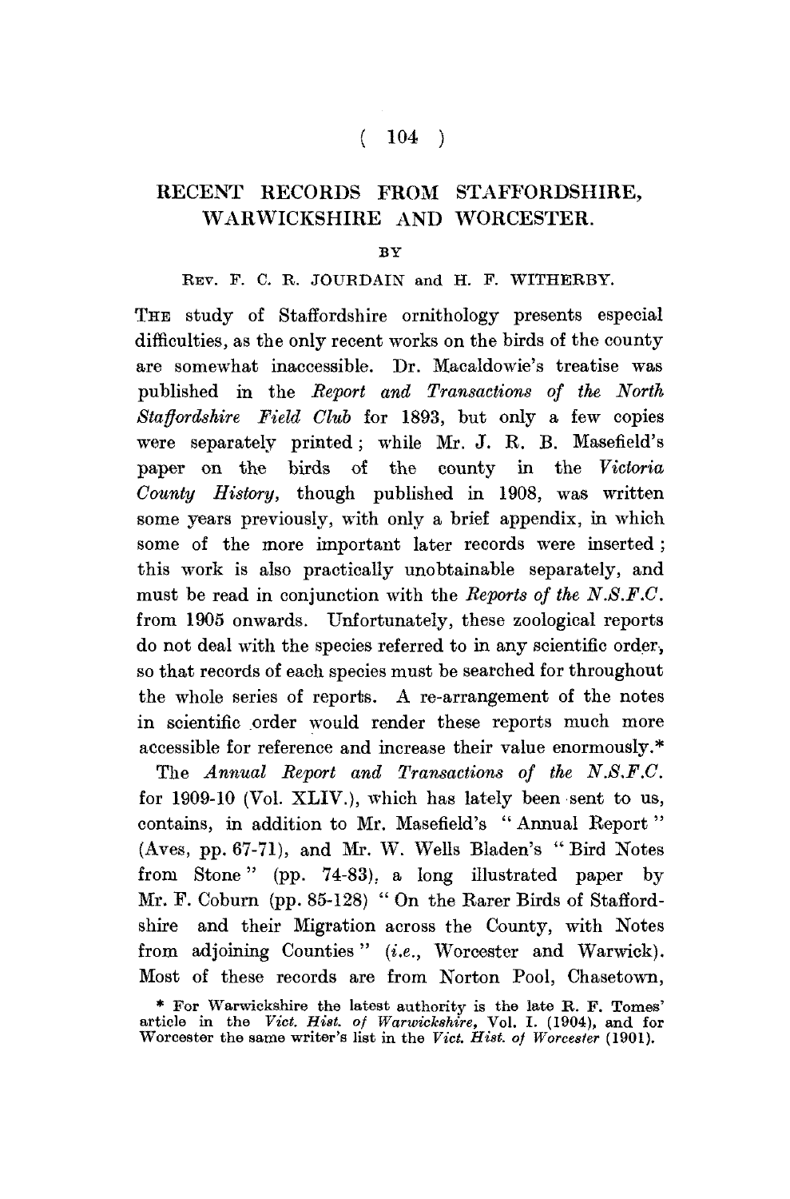# RECENT RECORDS FROM STAFFORDSHIRE, WARWICKSHIRE AND WORCESTER.

BY

REV. F. C. R. JOURDAIN and H. F. WITHERBY.

THE study of Staffordshire ornithology presents especial difficulties, as the only recent works on the birds of the county are somewhat inaccessible. Dr. Macaldowie's treatise was published in the *Report and Transactions of the North Staffordshire Field Club* for 1893, but only a few copies were separately printed; while Mr. J. R. B. Masefield's paper on the birds of the county in the *Victoria County History*, though published in 1908, was written some years previously, with only a brief appendix, in which some of the more important later records were inserted; this work is also practically unobtainable separately, and must be read in conjunction with the *Reports of the N.S.F.C.* from 1905 onwards. Unfortunately, these zoological reports do not deal with the species referred to in any scientific order, so that records of each species must be searched for throughout the whole series of reports. A re-arrangement of the notes in scientific order would render these reports much more accessible for reference and increase their value enormously.*

The *Annual Report and Transactions of the N.S.F.C.* for 1909-10 (Vol. XLIV.), which has lately been sent to us, contains, in addition to Mr. Masefield's "Annual Report" (Aves, pp. 67-71), and Mr. W. Wells Bladen's "Bird Notes from Stone" (pp. 74-83), a long illustrated paper by Mr. F. Coburn (pp. 85-128) "On the Rarer Birds of Staffordshire and their Migration across the County, with Notes from adjoining Counties" (*i.e.*, Worcester and Warwick). Most of these records are from Norton Pool, Chasetown,

\* For Warwickshire the latest authority is the late R. F. Tomes' article in the *Vict. Hist. of Warwickshire*, Vol. I. (1904), and for Worcester the same writer's list in the *Vict. Hist. of Worcester* (1901).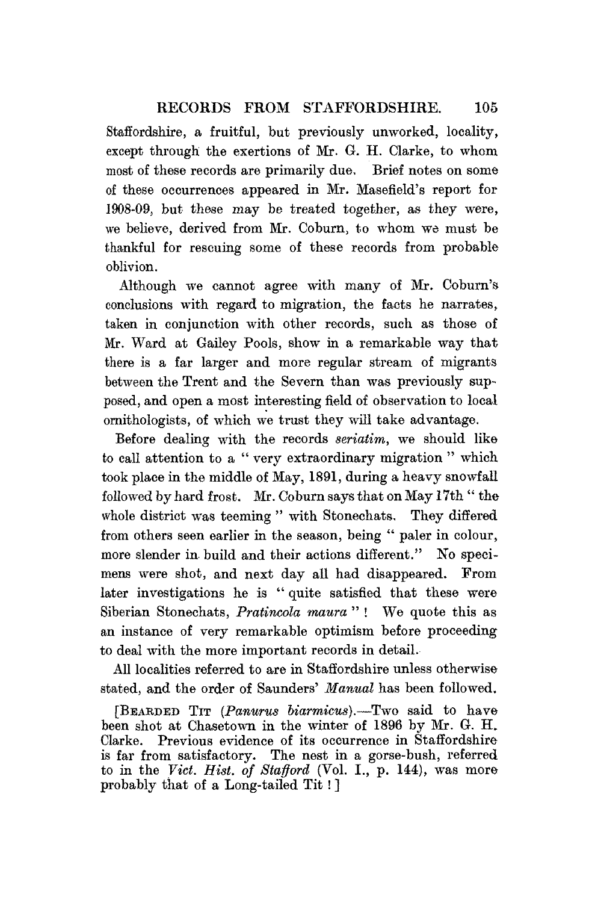Staffordshire, a fruitful, but previously unworked, locality, except through the exertions of Mr. G. H. Clarke, to whom most of these records are primarily due. Brief notes on some of these occurrences appeared in Mr. Masefield's report for 1908-09, but these may be treated together, as they were, we believe, derived from Mr. Coburn, to whom we must be thankful for rescuing some of these records from probable oblivion.

Although we cannot agree with many of Mr. Coburn's conclusions with regard to migration, the facts he narrates, taken in conjunction with other records, such as those of Mr. Ward at Gailey Pools, show in a remarkable way that there is a far larger and more regular stream of migrants between the Trent and the Severn than was previously supposed, and open a most interesting field of observation to local ornithologists, of which we trust they will take advantage.

Before dealing with the records *seriatim*, we should like to call attention to a " very extraordinary migration " which took place in the middle of May, 1891, during a heavy snowfall followed by hard frost. Mr. Coburn says that on May 17th " the whole district was teeming " with Stonechats. They differed from others seen earlier in the season, being " paler in colour, more slender in build and their actions different." No specimens were shot, and next day all had disappeared. From later investigations he is " quite satisfied that these were Siberian Stonechats, *Pratincola maura* " ! We quote this as an instance of very remarkable optimism before proceeding to deal with the more important records in detail.

All localities referred to are in Staffordshire unless otherwise stated, and the order of Saunders' *Manual* has been followed.

[BEARDED TIT (*Panurus biarmicus*).—Two said to have been shot at Chasetown in the winter of 1896 by Mr. G. H. Clarke. Previous evidence of its occurrence in Staffordshire is far from satisfactory. The nest in a gorse-bush, referred to in the *Vict. Hist. of Stafford* (Vol. I., p. 144), was more probably that of a Long-tailed Tit ! ]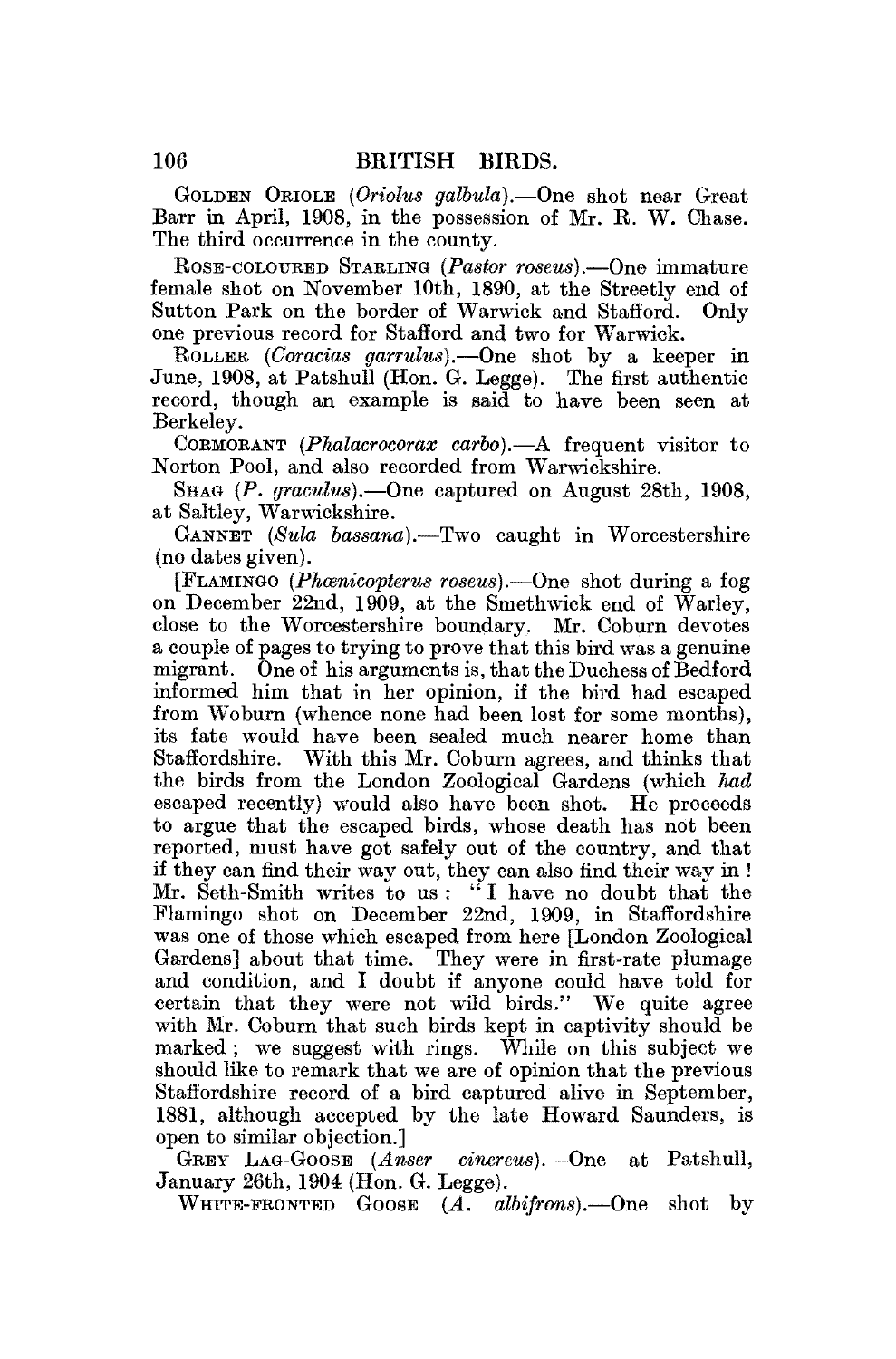GOLDEN ORIOLE (*Oriolus galbula*).—One shot near Great Barr in April, 1908, in the possession of Mr. R. W. Chase. The third occurrence in the county.

ROSE-COLOURED STARLING (*Pastor roseus*).—One immature female shot on November 10th, 1890, at the Streetly end of Sutton Park on the border of Warwick and Stafford. Only one previous record for Stafford and two for Warwick.

ROLLER (*Coracias garrulus*).—One shot by a keeper in June, 1908, at Patshull (Hon. G. Legge). The first authentic record, though an example is said to have been seen at Berkeley.

CORMORANT (*Phalacrocorax carbo*).—A frequent visitor to Norton Pool, and also recorded from Warwickshire.

SHAG (*P. graculus*).—One captured on August 28th, 1908, at Saltley, Warwickshire.

GANNET (*Sula bassana*).—Two caught in Worcestershire (no dates given).

[FLAMINGO (*Phœnicopterus roseus*).—One shot during a fog on December 22nd, 1909, at the Smethwick end of Warley, close to the Worcestershire boundary. Mr. Coburn devotes a couple of pages to trying to prove that this bird was a genuine migrant. One of his arguments is, that the Duchess of Bedford informed him that in her opinion, if the bird had escaped from Woburn (whence none had been lost for some months), its fate would have been sealed much nearer home than Staffordshire. With this Mr. Coburn agrees, and thinks that the birds from the London Zoological Gardens (which *had* escaped recently) would also have been shot. He proceeds to argue that the escaped birds, whose death has not been reported, must have got safely out of the country, and that if they can find their way out, they can also find their way in! Mr. Seth-Smith writes to us: "I have no doubt that the Flamingo shot on December 22nd, 1909, in Staffordshire was one of those which escaped from here [London Zoological Gardens] about that time. They were in first-rate plumage and condition, and I doubt if anyone could have told for certain that they were not wild birds." We quite agree with Mr. Coburn that such birds kept in captivity should be marked; we suggest with rings. While on this subject we should like to remark that we are of opinion that the previous Staffordshire record of a bird captured alive in September, 1881, although accepted by the late Howard Saunders, is open to similar objection.]

GREY LAG-GOOSE (*Anser cinereus*).—One at Patshull, January 26th, 1904 (Hon. G. Legge).

WHITE-FRONTED GOOSE (*A. albifrons*).—One shot by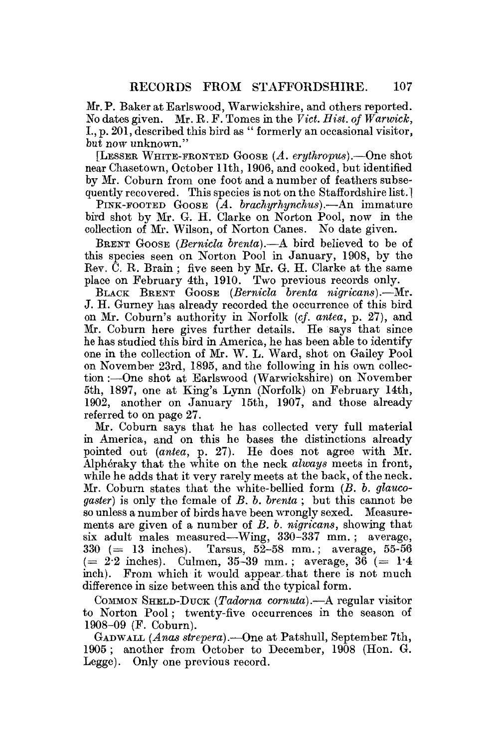Mr. P. Baker at Earlswood, Warwickshire, and others reported. No dates given. Mr. R. F. Tomes in the *Vict. Hist. of Warwick*, I., p. 201, described this bird as "formerly an occasional visitor, but now unknown."

[LESSER WHITE-FRONTED GOOSE (*A. erythropus*).—One shot near Chasetown, October 11th, 1906, and cooked, but identified by Mr. Coburn from one foot and a number of feathers subsequently recovered. This species is not on the Staffordshire list.]

PINK-FOOTED GOOSE (*A. brachyrhynchus*).—An immature bird shot by Mr. G. H. Clarke on Norton Pool, now in the collection of Mr. Wilson, of Norton Canes. No date given.

BRENT GOOSE (*Bernicla brenta*).—A bird believed to be of this species seen on Norton Pool in January, 1908, by the Rev. C. R. Brain; five seen by Mr. G. H. Clarke at the same place on February 4th, 1910. Two previous records only.

BLACK BRENT GOOSE (*Bernicla brenta nigricans*).—Mr. J. H. Gurney has already recorded the occurrence of this bird on Mr. Coburn's authority in Norfolk (*cf. antea*, p. 27), and Mr. Coburn here gives further details. He says that since he has studied this bird in America, he has been able to identify one in the collection of Mr. W. L. Ward, shot on Gailey Pool on November 23rd, 1895, and the following in his own collection :—One shot at Earlswood (Warwickshire) on November 5th, 1897, one at King's Lynn (Norfolk) on February 14th, 1902, another on January 15th, 1907, and those already referred to on page 27.

Mr. Coburn says that he has collected very full material in America, and on this he bases the distinctions already pointed out (*antea*, p. 27). He does not agree with Mr. Alphéraky that the white on the neck *always* meets in front, while he adds that it very rarely meets at the back, of the neck. Mr. Coburn states that the white-bellied form (*B. b. glaucogaster*) is only the female of *B. b. brenta*; but this cannot be so unless a number of birds have been wrongly sexed. Measurements are given of a number of *B. b. nigricans*, showing that six adult males measured—Wing, 330–337 mm.; average, 330 (= 13 inches). Tarsus, 52–58 mm.; average, 55-56 (= 2·2 inches). Culmen, 35–39 mm.; average, 36 (= 1·4 inch). From which it would appear that there is not much difference in size between this and the typical form.

COMMON SHELD-DUCK (*Tadorna cornuta*).—A regular visitor to Norton Pool; twenty-five occurrences in the season of 1908–09 (F. Coburn).

GADWALL (*Anas strepera*).—One at Patshull, September 7th, 1905; another from October to December, 1908 (Hon. G. Legge). Only one previous record.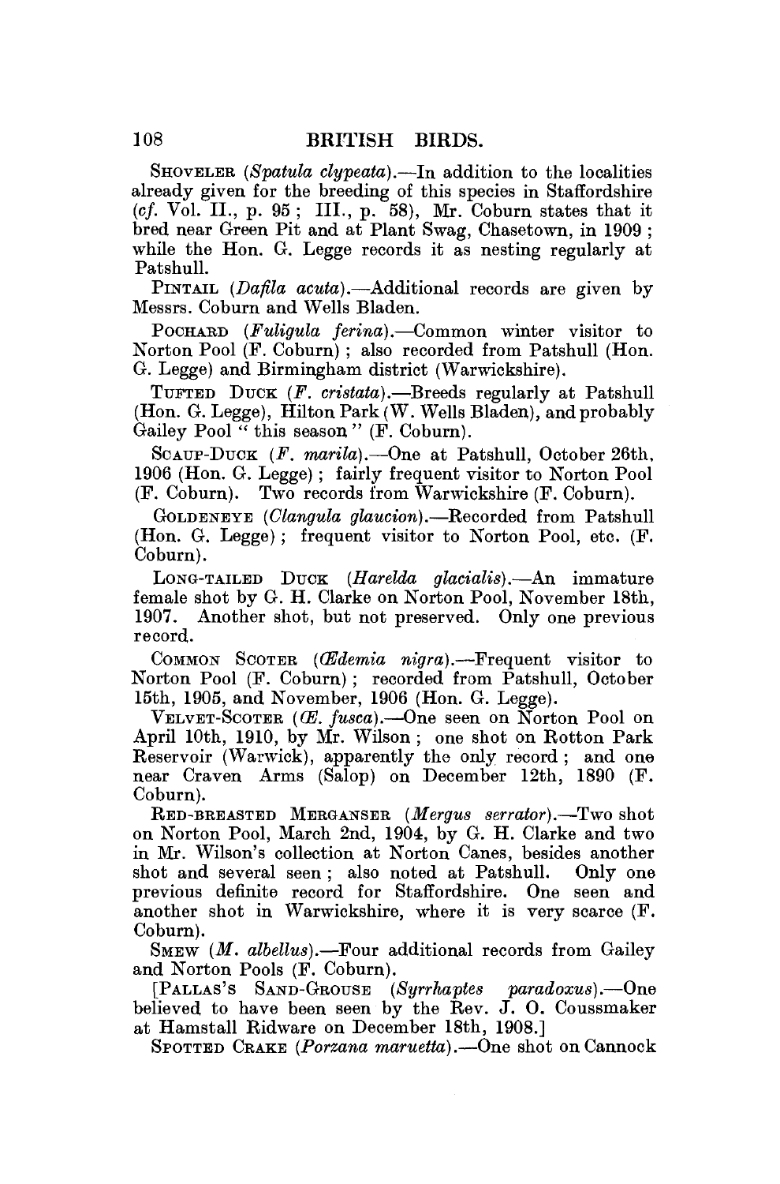SHOVELER (*Spatula clypeata*).—In addition to the localities already given for the breeding of this species in Staffordshire (*cf.* Vol. II., p. 95; III., p. 58), Mr. Coburn states that it bred near Green Pit and at Plant Swag, Chasetown, in 1909; while the Hon. G. Legge records it as nesting regularly at Patshull.

PINTAIL (*Dafila acuta*).—Additional records are given by Messrs. Coburn and Wells Bladen.

POCHARD (*Fuligula ferina*).—Common winter visitor to Norton Pool (F. Coburn); also recorded from Patshull (Hon. G. Legge) and Birmingham district (Warwickshire).

TUFTED DUCK (*F. cristata*).—Breeds regularly at Patshull (Hon. G. Legge), Hilton Park (W. Wells Bladen), and probably Gailey Pool " this season " (F. Coburn).

SCAUP-DUCK (*F. marila*).—One at Patshull, October 26th, 1906 (Hon. G. Legge); fairly frequent visitor to Norton Pool (F. Coburn). Two records from Warwickshire (F. Coburn).

GOLDENEYE (*Clangula glaucion*).—Recorded from Patshull (Hon. G. Legge); frequent visitor to Norton Pool, etc. (F. Coburn).

LONG-TAILED DUCK (*Harelda glacialis*).—An immature female shot by G. H. Clarke on Norton Pool, November 18th, 1907. Another shot, but not preserved. Only one previous record.

COMMON SCOTER (*Œdemia nigra*).—Frequent visitor to Norton Pool (F. Coburn); recorded from Patshull, October 15th, 1905, and November, 1906 (Hon. G. Legge).

VELVET-SCOTER (*Œ. fusca*).—One seen on Norton Pool on April 10th, 1910, by Mr. Wilson; one shot on Rotton Park Reservoir (Warwick), apparently the only record; and one near Craven Arms (Salop) on December 12th, 1890 (F. Coburn).

RED-BREASTED MERGANSER (*Mergus serrator*).—Two shot on Norton Pool, March 2nd, 1904, by G. H. Clarke and two in Mr. Wilson's collection at Norton Canes, besides another shot and several seen; also noted at Patshull. Only one previous definite record for Staffordshire. One seen and another shot in Warwickshire, where it is very scarce (F. Coburn).

SMEW (*M. albellus*).—Four additional records from Gailey and Norton Pools (F. Coburn).

[PALLAS'S SAND-GROUSE (*Syrrhaptes paradoxus*).—One believed to have been seen by the Rev. J. O. Coussmaker at Hamstall Ridware on December 18th, 1908.]

SPOTTED CRAKE (*Porzana maruetta*).—One shot on Cannock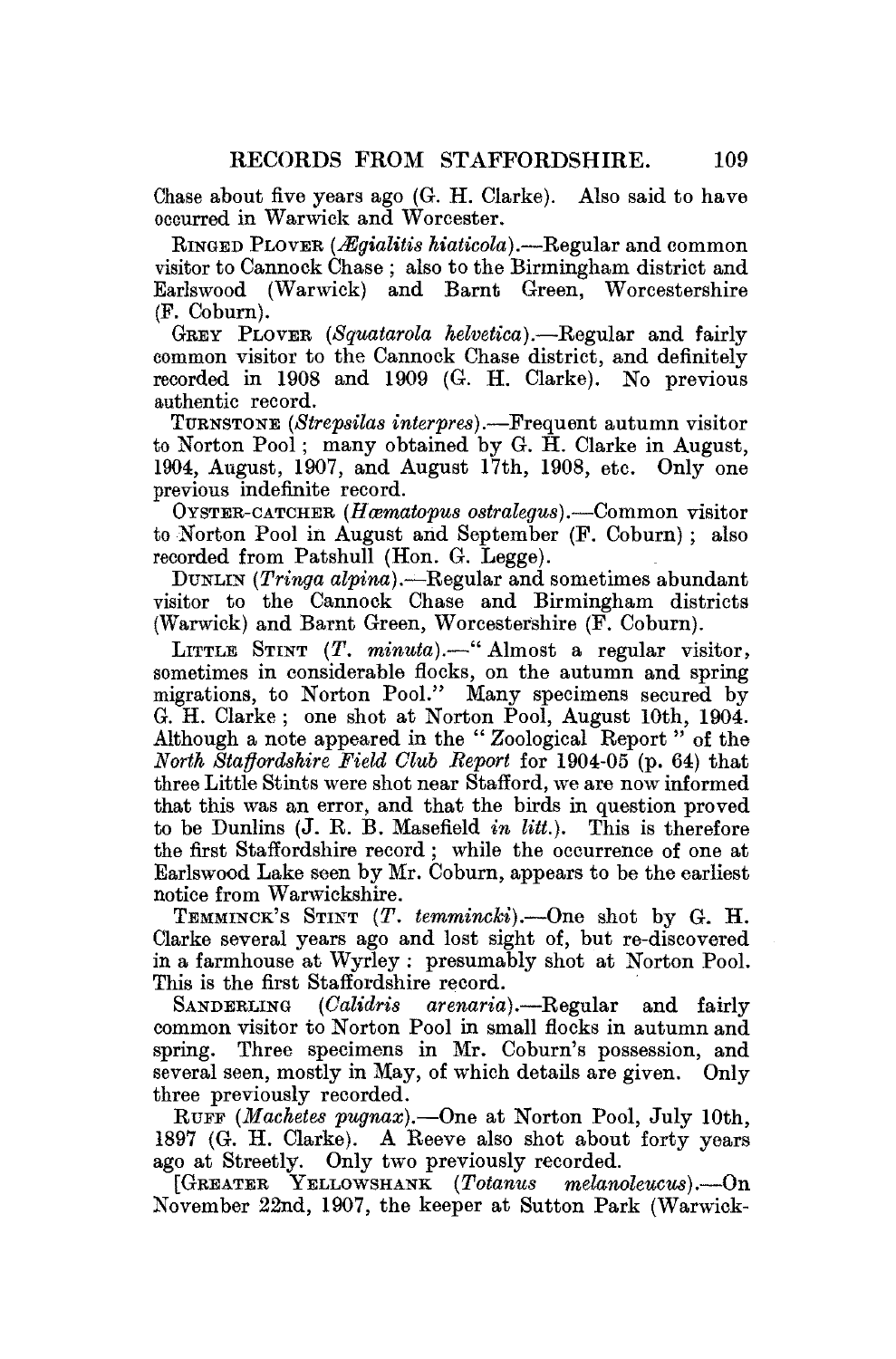Chase about five years ago (G. H. Clarke). Also said to have occurred in Warwick and Worcester.

Ringed Plover (*Ægialitis hiaticola*).—Regular and common visitor to Cannock Chase; also to the Birmingham district and Earlswood (Warwick) and Barnt Green, Worcestershire (F. Coburn).

Grey Plover (*Squatarola helvetica*).—Regular and fairly common visitor to the Cannock Chase district, and definitely recorded in 1908 and 1909 (G. H. Clarke). No previous authentic record.

Turnstone (*Strepsilas interpres*).—Frequent autumn visitor to Norton Pool; many obtained by G. H. Clarke in August, 1904, August, 1907, and August 17th, 1908, etc. Only one previous indefinite record.

Oyster-catcher (*Hæmatopus ostralegus*).—Common visitor to Norton Pool in August and September (F. Coburn); also recorded from Patshull (Hon. G. Legge).

Dunlin (*Tringa alpina*).—Regular and sometimes abundant visitor to the Cannock Chase and Birmingham districts (Warwick) and Barnt Green, Worcestershire (F. Coburn).

Little Stint (*T. minuta*).—"Almost a regular visitor, sometimes in considerable flocks, on the autumn and spring migrations, to Norton Pool." Many specimens secured by G. H. Clarke; one shot at Norton Pool, August 10th, 1904. Although a note appeared in the "Zoological Report" of the *North Staffordshire Field Club Report* for 1904-05 (p. 64) that three Little Stints were shot near Stafford, we are now informed that this was an error, and that the birds in question proved to be Dunlins (J. R. B. Masefield *in litt.*). This is therefore the first Staffordshire record; while the occurrence of one at Earlswood Lake seen by Mr. Coburn, appears to be the earliest notice from Warwickshire.

Temminck's Stint (*T. temmincki*).—One shot by G. H. Clarke several years ago and lost sight of, but re-discovered in a farmhouse at Wyrley: presumably shot at Norton Pool. This is the first Staffordshire record.

Sanderling (*Calidris arenaria*).—Regular and fairly common visitor to Norton Pool in small flocks in autumn and spring. Three specimens in Mr. Coburn's possession, and several seen, mostly in May, of which details are given. Only three previously recorded.

Ruff (*Machetes pugnax*).—One at Norton Pool, July 10th, 1897 (G. H. Clarke). A Reeve also shot about forty years ago at Streetly. Only two previously recorded.

[Greater Yellowshank (*Totanus melanoleucus*).—On November 22nd, 1907, the keeper at Sutton Park (Warwick-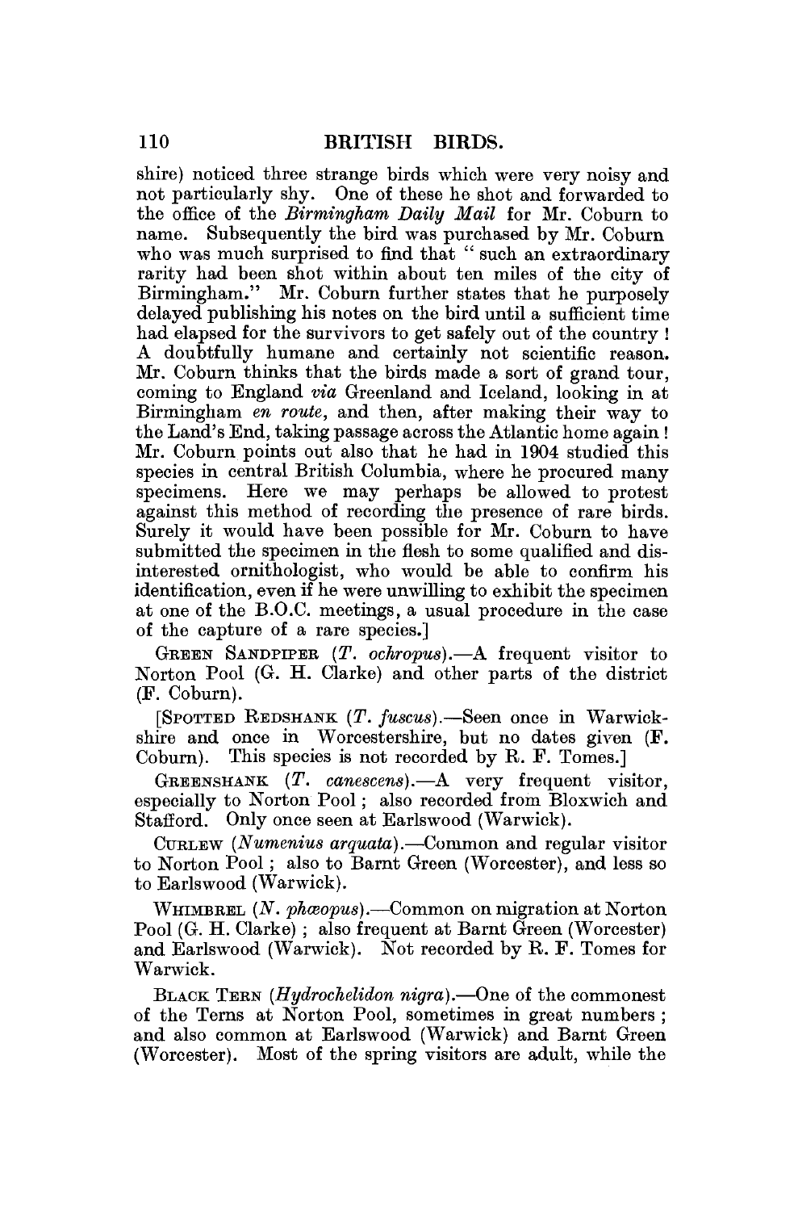shire) noticed three strange birds which were very noisy and not particularly shy. One of these he shot and forwarded to the office of the *Birmingham Daily Mail* for Mr. Coburn to name. Subsequently the bird was purchased by Mr. Coburn who was much surprised to find that "such an extraordinary rarity had been shot within about ten miles of the city of Birmingham." Mr. Coburn further states that he purposely delayed publishing his notes on the bird until a sufficient time had elapsed for the survivors to get safely out of the country! A doubtfully humane and certainly not scientific reason. Mr. Coburn thinks that the birds made a sort of grand tour, coming to England *via* Greenland and Iceland, looking in at Birmingham *en route*, and then, after making their way to the Land's End, taking passage across the Atlantic home again! Mr. Coburn points out also that he had in 1904 studied this species in central British Columbia, where he procured many specimens. Here we may perhaps be allowed to protest against this method of recording the presence of rare birds. Surely it would have been possible for Mr. Coburn to have submitted the specimen in the flesh to some qualified and disinterested ornithologist, who would be able to confirm his identification, even if he were unwilling to exhibit the specimen at one of the B.O.C. meetings, a usual procedure in the case of the capture of a rare species.]

GREEN SANDPIPER (*T. ochropus*).—A frequent visitor to Norton Pool (G. H. Clarke) and other parts of the district (F. Coburn).

[SPOTTED REDSHANK (*T. fuscus*).—Seen once in Warwickshire and once in Worcestershire, but no dates given (F. Coburn). This species is not recorded by R. F. Tomes.]

GREENSHANK (*T. canescens*).—A very frequent visitor, especially to Norton Pool; also recorded from Bloxwich and Stafford. Only once seen at Earlswood (Warwick).

CURLEW (*Numenius arquata*).—Common and regular visitor to Norton Pool; also to Barnt Green (Worcester), and less so to Earlswood (Warwick).

WHIMBREL (*N. phœopus*).—Common on migration at Norton Pool (G. H. Clarke); also frequent at Barnt Green (Worcester) and Earlswood (Warwick). Not recorded by R. F. Tomes for Warwick.

BLACK TERN (*Hydrochelidon nigra*).—One of the commonest of the Terns at Norton Pool, sometimes in great numbers; and also common at Earlswood (Warwick) and Barnt Green (Worcester). Most of the spring visitors are adult, while the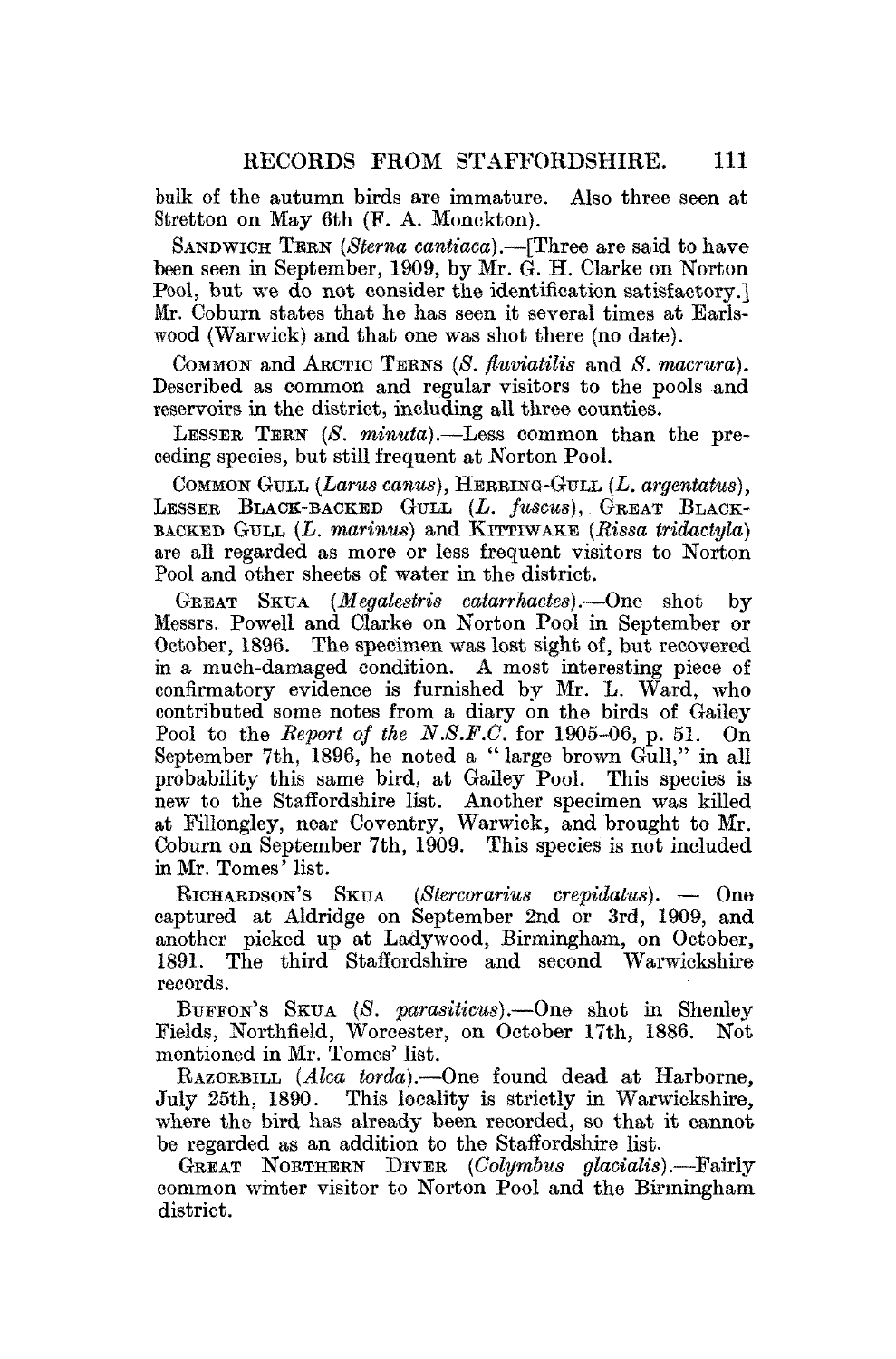bulk of the autumn birds are immature. Also three seen at Stretton on May 6th (F. A. Monckton).

Sandwich Tern (*Sterna cantiaca*).—[Three are said to have been seen in September, 1909, by Mr. G. H. Clarke on Norton Pool, but we do not consider the identification satisfactory.] Mr. Coburn states that he has seen it several times at Earlswood (Warwick) and that one was shot there (no date).

Common and Arctic Terns (*S. fluviatilis* and *S. macrura*). Described as common and regular visitors to the pools and reservoirs in the district, including all three counties.

Lesser Tern (*S. minuta*).—Less common than the preceding species, but still frequent at Norton Pool.

Common Gull (*Larus canus*), Herring-Gull (*L. argentatus*), Lesser Black-backed Gull (*L. fuscus*), Great Black-backed Gull (*L. marinus*) and Kittiwake (*Rissa tridactyla*) are all regarded as more or less frequent visitors to Norton Pool and other sheets of water in the district.

Great Skua (*Megalestris catarrhactes*).—One shot by Messrs. Powell and Clarke on Norton Pool in September or October, 1896. The specimen was lost sight of, but recovered in a much-damaged condition. A most interesting piece of confirmatory evidence is furnished by Mr. L. Ward, who contributed some notes from a diary on the birds of Gailey Pool to the *Report of the N.S.F.C.* for 1905–06, p. 51. On September 7th, 1896, he noted a "large brown Gull," in all probability this same bird, at Gailey Pool. This species is new to the Staffordshire list. Another specimen was killed at Fillongley, near Coventry, Warwick, and brought to Mr. Coburn on September 7th, 1909. This species is not included in Mr. Tomes' list.

Richardson's Skua (*Stercorarius crepidatus*). — One captured at Aldridge on September 2nd or 3rd, 1909, and another picked up at Ladywood, Birmingham, on October, 1891. The third Staffordshire and second Warwickshire records.

Buffon's Skua (*S. parasiticus*).—One shot in Shenley Fields, Northfield, Worcester, on October 17th, 1886. Not mentioned in Mr. Tomes' list.

Razorbill (*Alca torda*).—One found dead at Harborne, July 25th, 1890. This locality is strictly in Warwickshire, where the bird has already been recorded, so that it cannot be regarded as an addition to the Staffordshire list.

Great Northern Diver (*Colymbus glacialis*).—Fairly common winter visitor to Norton Pool and the Birmingham district.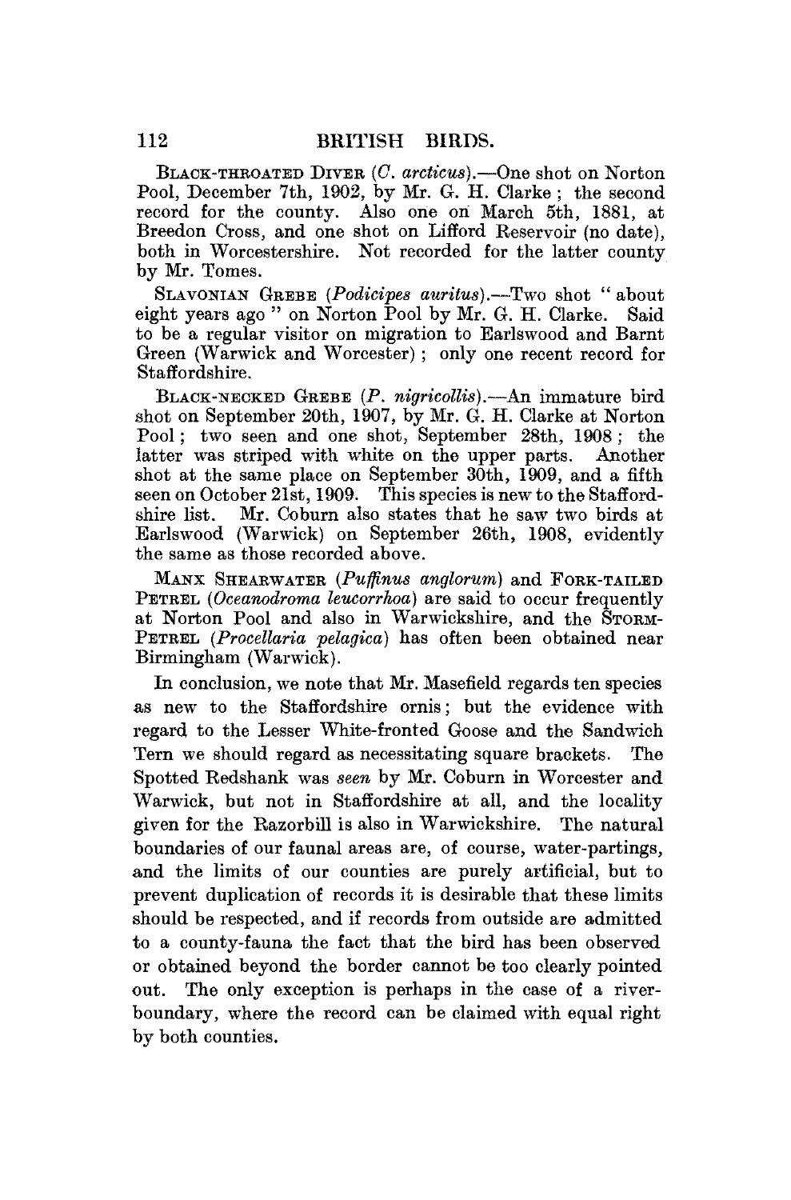BLACK-THROATED DIVER (*C. arcticus*).—One shot on Norton Pool, December 7th, 1902, by Mr. G. H. Clarke; the second record for the county. Also one on March 5th, 1881, at Breedon Cross, and one shot on Lifford Reservoir (no date), both in Worcestershire. Not recorded for the latter county by Mr. Tomes.

SLAVONIAN GREBE (*Podicipes auritus*).—Two shot "about eight years ago" on Norton Pool by Mr. G. H. Clarke. Said to be a regular visitor on migration to Earlswood and Barnt Green (Warwick and Worcester); only one recent record for Staffordshire.

BLACK-NECKED GREBE (*P. nigricollis*).—An immature bird shot on September 20th, 1907, by Mr. G. H. Clarke at Norton Pool; two seen and one shot, September 28th, 1908; the latter was striped with white on the upper parts. Another shot at the same place on September 30th, 1909, and a fifth seen on October 21st, 1909. This species is new to the Staffordshire list. Mr. Coburn also states that he saw two birds at Earlswood (Warwick) on September 26th, 1908, evidently the same as those recorded above.

MANX SHEARWATER (*Puffinus anglorum*) and FORK-TAILED PETREL (*Oceanodroma leucorrhoa*) are said to occur frequently at Norton Pool and also in Warwickshire, and the STORM-PETREL (*Procellaria pelagica*) has often been obtained near Birmingham (Warwick).

In conclusion, we note that Mr. Masefield regards ten species as new to the Staffordshire ornis; but the evidence with regard to the Lesser White-fronted Goose and the Sandwich Tern we should regard as necessitating square brackets. The Spotted Redshank was *seen* by Mr. Coburn in Worcester and Warwick, but not in Staffordshire at all, and the locality given for the Razorbill is also in Warwickshire. The natural boundaries of our faunal areas are, of course, water-partings, and the limits of our counties are purely artificial, but to prevent duplication of records it is desirable that these limits should be respected, and if records from outside are admitted to a county-fauna the fact that the bird has been observed or obtained beyond the border cannot be too clearly pointed out. The only exception is perhaps in the case of a river-boundary, where the record can be claimed with equal right by both counties.